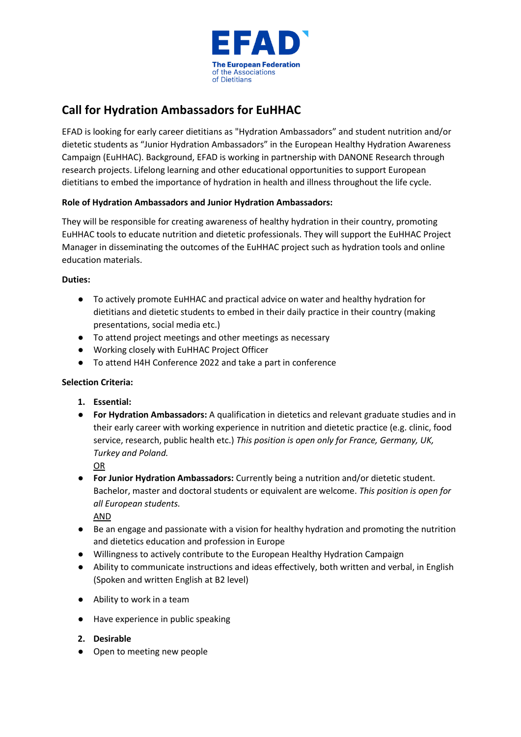EFAD

The European Federation of the Associations of Dietitians

## Call for Hydration Ambassadors for EuHHAC

EFAD is looking for early career dietitians as "Hydration Ambassadors" and student nutrition and/or dietetic students as "Junior Hydration Ambassadors" in the European Healthy Hydration Awareness Campaign (EuHHAC). Background, EFAD is working in partnership with DANONE Research through research projects. Lifelong learning and other educational opportunities to support European dietitians to embed the importance of hydration in health and illness throughout the life cycle.

**Role of Hydration Ambassadors and Junior Hydration Ambassadors:**

They will be responsible for creating awareness of healthy hydration in their country, promoting EuHHAC tools to educate nutrition and dietetic professionals. They will support the EuHHAC Project Manager in disseminating the outcomes of the EuHHAC project such as hydration tools and online education materials.

**Duties:**

- To actively promote EuHHAC and practical advice on water and healthy hydration for dietitians and dietetic students to embed in their daily practice in their country (making presentations, social media etc.)
- To attend project meetings and other meetings as necessary
- Working closely with EuHHAC Project Officer
- To attend H4H Conference 2022 and take a part in conference

**Selection Criteria:**

1. **Essential:**

- **For Hydration Ambassadors:** A qualification in dietetics and relevant graduate studies and in their early career with working experience in nutrition and dietetic practice (e.g. clinic, food service, research, public health etc.) *This position is open only for France, Germany, UK, Turkey and Poland.*
  <u>OR</u>
- **For Junior Hydration Ambassadors:** Currently being a nutrition and/or dietetic student. Bachelor, master and doctoral students or equivalent are welcome. *This position is open for all European students.*
  <u>AND</u>
- Be an engage and passionate with a vision for healthy hydration and promoting the nutrition and dietetics education and profession in Europe
- Willingness to actively contribute to the European Healthy Hydration Campaign
- Ability to communicate instructions and ideas effectively, both written and verbal, in English (Spoken and written English at B2 level)
- Ability to work in a team
- Have experience in public speaking

2. **Desirable**

- Open to meeting new people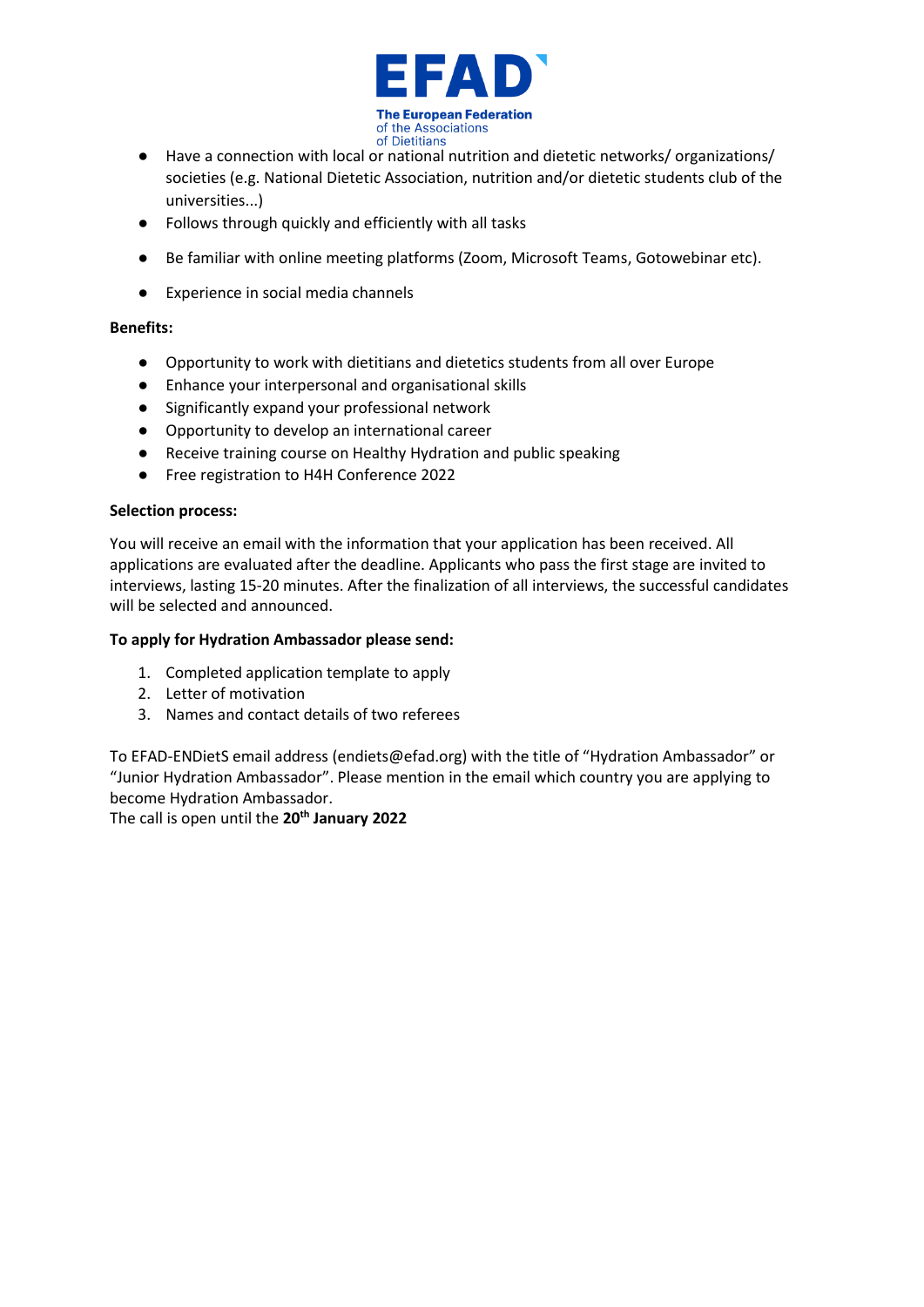- Have a connection with local or national nutrition and dietetic networks/ organizations/ societies (e.g. National Dietetic Association, nutrition and/or dietetic students club of the universities...)
- Follows through quickly and efficiently with all tasks
- Be familiar with online meeting platforms (Zoom, Microsoft Teams, Gotowebinar etc).
- Experience in social media channels

**Benefits:**

- Opportunity to work with dietitians and dietetics students from all over Europe
- Enhance your interpersonal and organisational skills
- Significantly expand your professional network
- Opportunity to develop an international career
- Receive training course on Healthy Hydration and public speaking
- Free registration to H4H Conference 2022

**Selection process:**

You will receive an email with the information that your application has been received. All applications are evaluated after the deadline. Applicants who pass the first stage are invited to interviews, lasting 15-20 minutes. After the finalization of all interviews, the successful candidates will be selected and announced.

**To apply for Hydration Ambassador please send:**

1. Completed application template to apply
2. Letter of motivation
3. Names and contact details of two referees

To EFAD-ENDietS email address (endiets@efad.org) with the title of "Hydration Ambassador" or "Junior Hydration Ambassador". Please mention in the email which country you are applying to become Hydration Ambassador.
The call is open until the **20th January 2022**